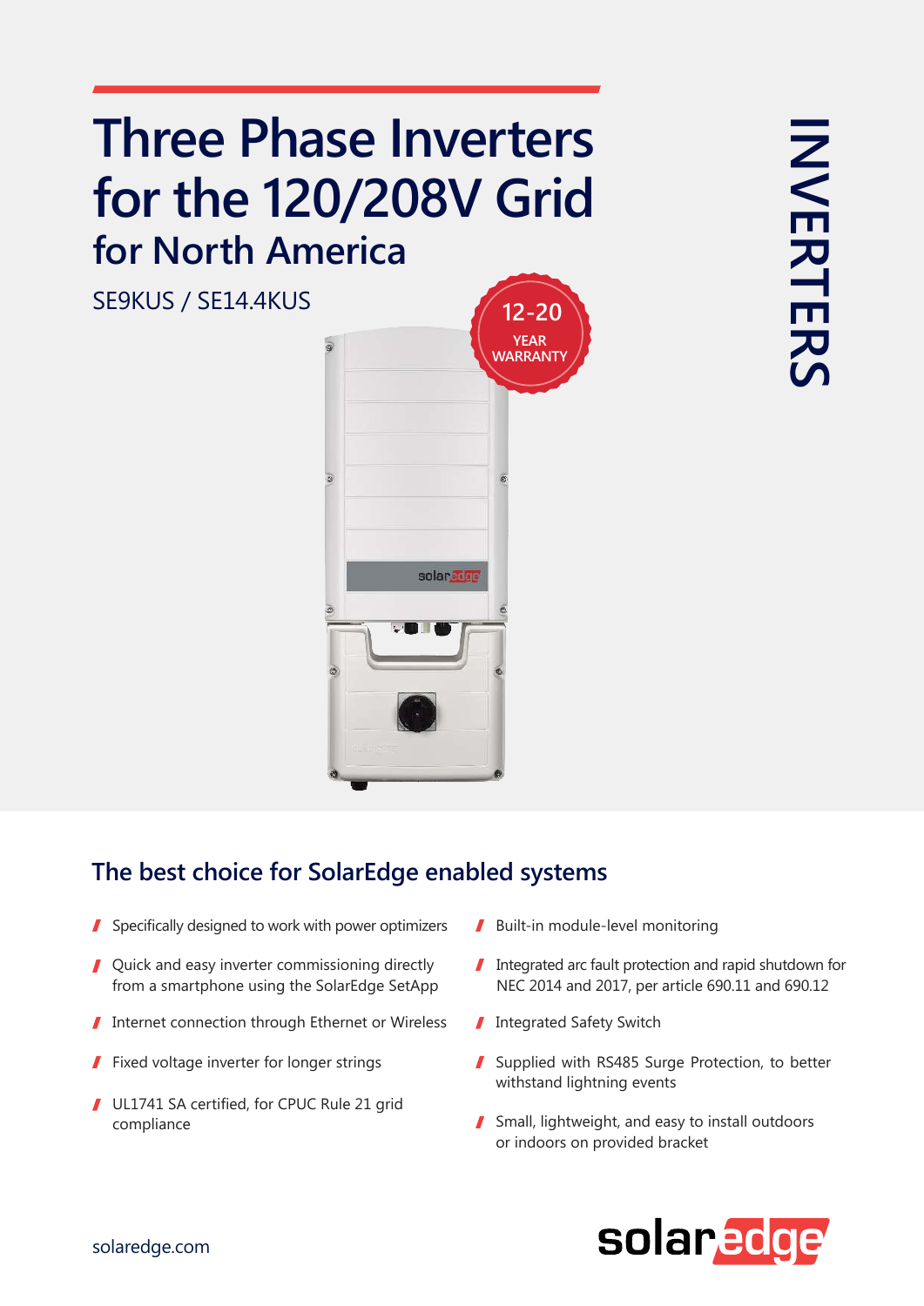# Three Phase Inverters for the 120/208V Grid

## for North America

SE9KUS / SE14.4KUS

12-20 YEAR WARRANTY

INVERTERS

## The best choice for SolarEdge enabled systems

- Specifically designed to work with power optimizers
- Quick and easy inverter commissioning directly from a smartphone using the SolarEdge SetApp
- Internet connection through Ethernet or Wireless
- Fixed voltage inverter for longer strings
- UL1741 SA certified, for CPUC Rule 21 grid compliance
- Built-in module-level monitoring
- Integrated arc fault protection and rapid shutdown for NEC 2014 and 2017, per article 690.11 and 690.12
- Integrated Safety Switch
- Supplied with RS485 Surge Protection, to better withstand lightning events
- Small, lightweight, and easy to install outdoors or indoors on provided bracket

solaredge.com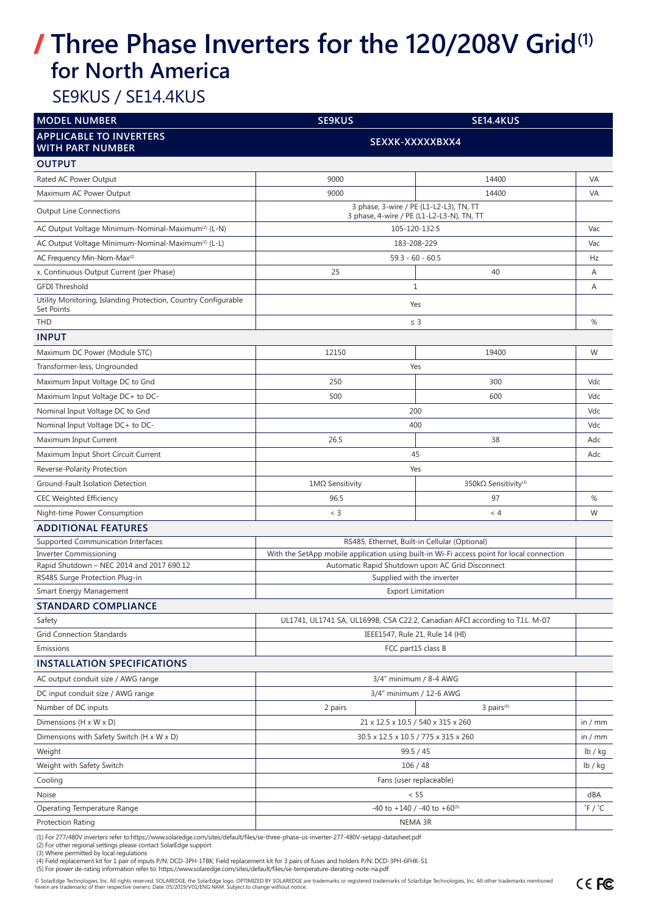# / Three Phase Inverters for the 120/208V Grid[1] for North America

## SE9KUS / SE14.4KUS

| MODEL NUMBER | SE9KUS | SE14.4KUS | |
|---|---|---|---|
| APPLICABLE TO INVERTERS WITH PART NUMBER | SEXXK-XXXXXBXX4 | | |
| **OUTPUT** | | | |
| Rated AC Power Output | 9000 | 14400 | VA |
| Maximum AC Power Output | 9000 | 14400 | VA |
| Output Line Connections | 3 phase, 3-wire / PE (L1-L2-L3), TN, TT<br>3 phase, 4-wire / PE (L1-L2-L3-N), TN, TT | | |
| AC Output Voltage Minimum-Nominal-Maximum[2] (L-N) | 105-120-132.5 | | Vac |
| AC Output Voltage Minimum-Nominal-Maximum[2] (L-L) | 183-208-229 | | Vac |
| AC Frequency Min-Nom-Max[2] | 59.3 - 60 - 60.5 | | Hz |
| x. Continuous Output Current (per Phase) | 25 | 40 | A |
| GFDI Threshold | 1 | | A |
| Utility Monitoring, Islanding Protection, Country Configurable Set Points | Yes | | |
| THD | ≤ 3 | | % |
| **INPUT** | | | |
| Maximum DC Power (Module STC) | 12150 | 19400 | W |
| Transformer-less, Ungrounded | Yes | | |
| Maximum Input Voltage DC to Gnd | 250 | 300 | Vdc |
| Maximum Input Voltage DC+ to DC- | 500 | 600 | Vdc |
| Nominal Input Voltage DC to Gnd | 200 | | Vdc |
| Nominal Input Voltage DC+ to DC- | 400 | | Vdc |
| Maximum Input Current | 26.5 | 38 | Adc |
| Maximum Input Short Circuit Current | 45 | | Adc |
| Reverse-Polarity Protection | Yes | | |
| Ground-Fault Isolation Detection | 1MΩ Sensitivity | 350kΩ Sensitivity[3] | |
| CEC Weighted Efficiency | 96.5 | 97 | % |
| Night-time Power Consumption | < 3 | < 4 | W |
| **ADDITIONAL FEATURES** | | | |
| Supported Communication Interfaces | RS485, Ethernet, Built-in Cellular (Optional) | | |
| Inverter Commissioning | With the SetApp mobile application using built-in Wi-Fi access point for local connection | | |
| Rapid Shutdown – NEC 2014 and 2017 690.12 | Automatic Rapid Shutdown upon AC Grid Disconnect | | |
| RS485 Surge Protection Plug-in | Supplied with the inverter | | |
| Smart Energy Management | Export Limitation | | |
| **STANDARD COMPLIANCE** | | | |
| Safety | UL1741, UL1741 SA, UL1699B, CSA C22.2, Canadian AFCI according to T.I.L. M-07 | | |
| Grid Connection Standards | IEEE1547, Rule 21, Rule 14 (HI) | | |
| Emissions | FCC part15 class B | | |
| **INSTALLATION SPECIFICATIONS** | | | |
| AC output conduit size / AWG range | 3/4" minimum / 8-4 AWG | | |
| DC input conduit size / AWG range | 3/4" minimum / 12-6 AWG | | |
| Number of DC inputs | 2 pairs | 3 pairs[4] | |
| Dimensions (H x W x D) | 21 x 12.5 x 10.5 / 540 x 315 x 260 | | in / mm |
| Dimensions with Safety Switch (H x W x D) | 30.5 x 12.5 x 10.5 / 775 x 315 x 260 | | in / mm |
| Weight | 99.5 / 45 | | lb / kg |
| Weight with Safety Switch | 106 / 48 | | lb / kg |
| Cooling | Fans (user replaceable) | | |
| Noise | < 55 | | dBA |
| Operating Temperature Range | -40 to +140 / -40 to +60[5] | | ˚F / ˚C |
| Protection Rating | NEMA 3R | | |

(1) For 277/480V inverters refer to:https://www.solaredge.com/sites/default/files/se-three-phase-us-inverter-277-480V-setapp-datasheet.pdf
(2) For other regional settings please contact SolarEdge support
(3) Where permitted by local regulations
(4) Field replacement kit for 1 pair of inputs P/N: DCD-3PH-1TBK; Field replacement kit for 3 pairs of fuses and holders P/N: DCD-3PH-6FHK-S1
(5) For power de-rating information refer to: https://www.solaredge.com/sites/default/files/se-temperature-derating-note-na.pdf

© SolarEdge Technologies, Inc. All rights reserved. SOLAREDGE, the SolarEdge logo, OPTIMIZED BY SOLAREDGE are trademarks or registered trademarks of SolarEdge Technologies, Inc. All other trademarks mentioned herein are trademarks of their respective owners. Date: 05/2019/V01/ENG NAM. Subject to change without notice.